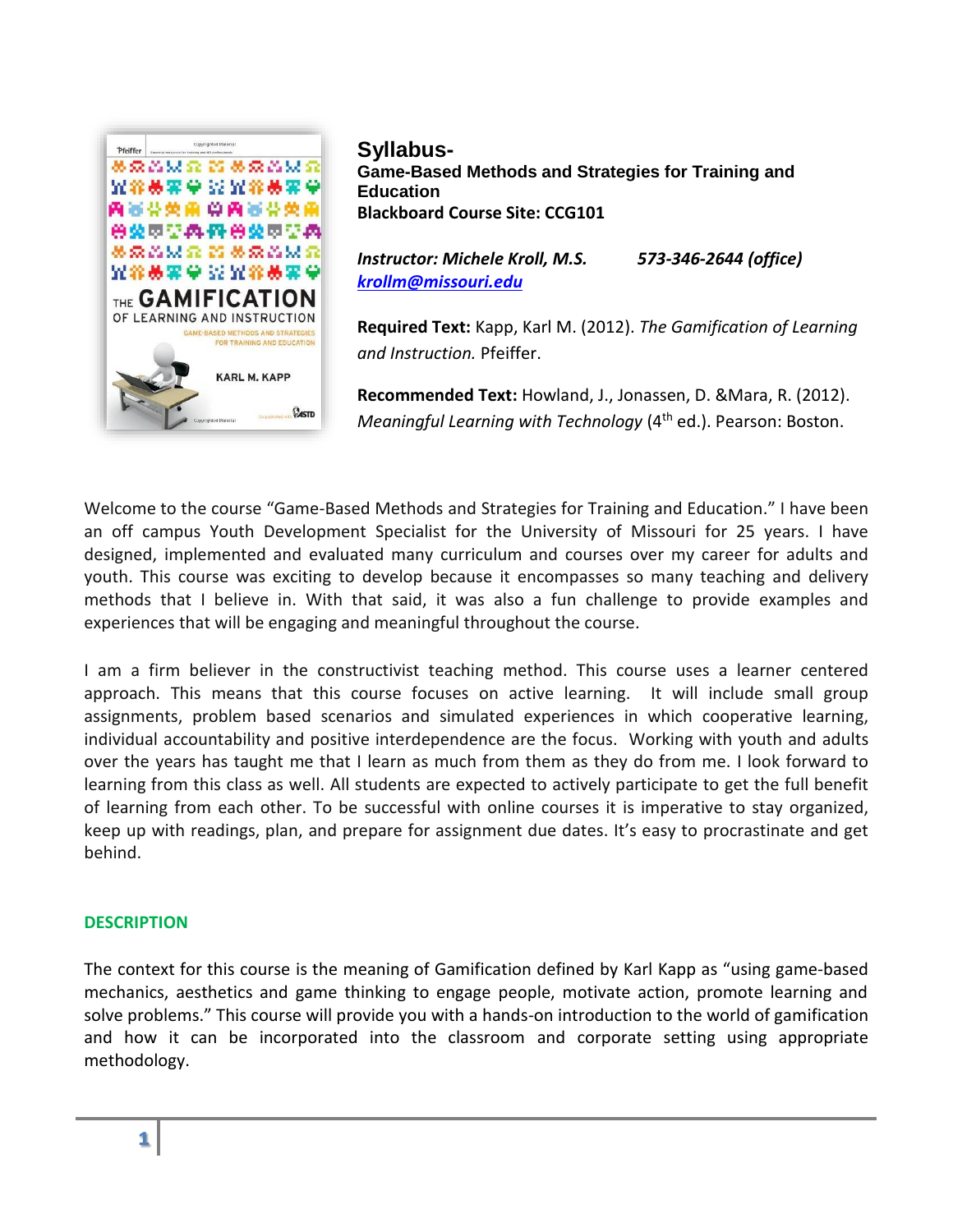# Syllabus-

**Game-Based Methods and Strategies for Training and Education**

**Blackboard Course Site: CCG101**

***Instructor: Michele Kroll, M.S.*** ***573-346-2644 (office)***

***krollm@missouri.edu***

**Required Text:** Kapp, Karl M. (2012). *The Gamification of Learning and Instruction.* Pfeiffer.

**Recommended Text:** Howland, J., Jonassen, D. &Mara, R. (2012). *Meaningful Learning with Technology* (4th ed.). Pearson: Boston.

Welcome to the course "Game-Based Methods and Strategies for Training and Education." I have been an off campus Youth Development Specialist for the University of Missouri for 25 years. I have designed, implemented and evaluated many curriculum and courses over my career for adults and youth. This course was exciting to develop because it encompasses so many teaching and delivery methods that I believe in. With that said, it was also a fun challenge to provide examples and experiences that will be engaging and meaningful throughout the course.

I am a firm believer in the constructivist teaching method. This course uses a learner centered approach. This means that this course focuses on active learning. It will include small group assignments, problem based scenarios and simulated experiences in which cooperative learning, individual accountability and positive interdependence are the focus. Working with youth and adults over the years has taught me that I learn as much from them as they do from me. I look forward to learning from this class as well. All students are expected to actively participate to get the full benefit of learning from each other. To be successful with online courses it is imperative to stay organized, keep up with readings, plan, and prepare for assignment due dates. It's easy to procrastinate and get behind.

## DESCRIPTION

The context for this course is the meaning of Gamification defined by Karl Kapp as "using game-based mechanics, aesthetics and game thinking to engage people, motivate action, promote learning and solve problems." This course will provide you with a hands-on introduction to the world of gamification and how it can be incorporated into the classroom and corporate setting using appropriate methodology.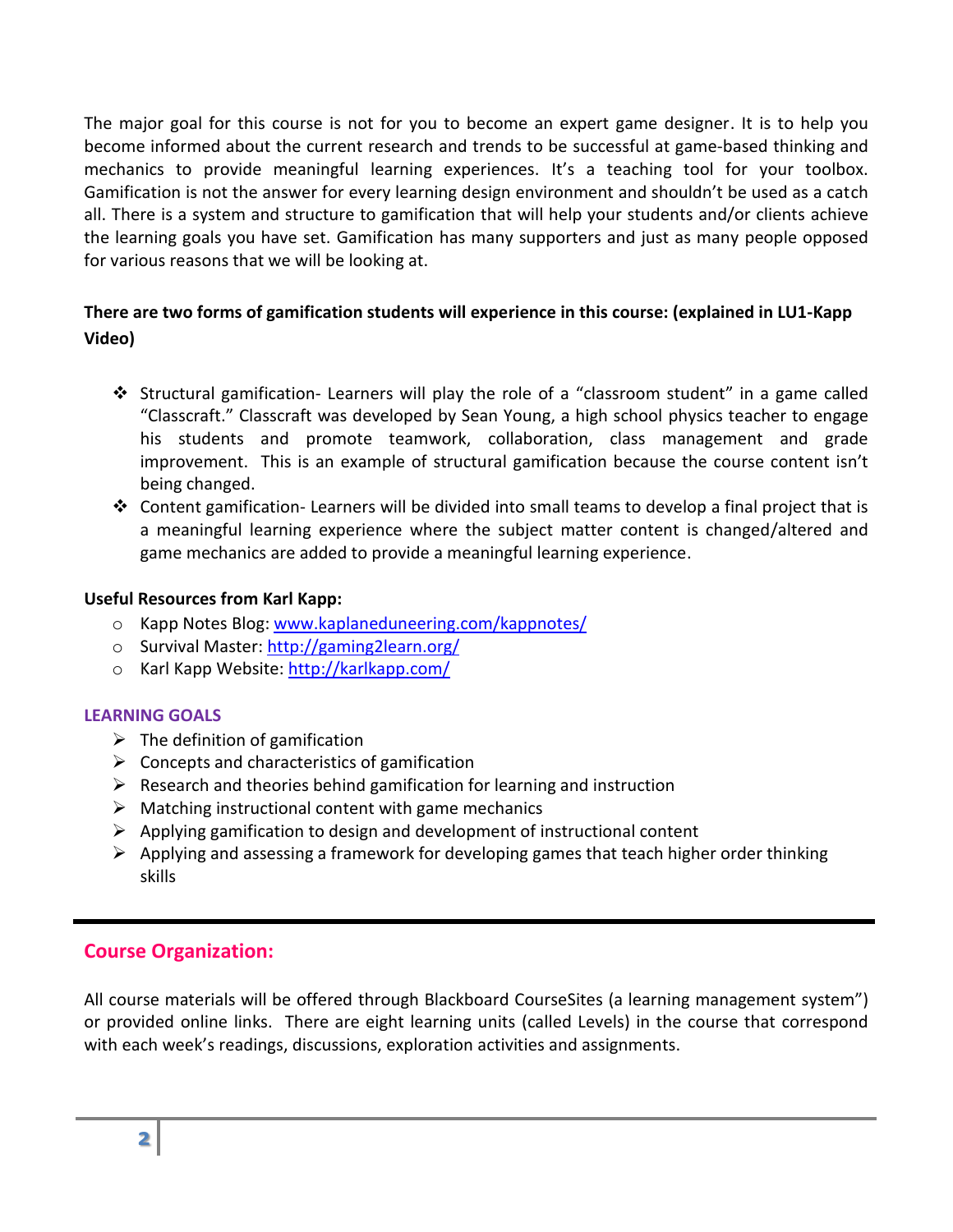The major goal for this course is not for you to become an expert game designer. It is to help you become informed about the current research and trends to be successful at game-based thinking and mechanics to provide meaningful learning experiences. It's a teaching tool for your toolbox. Gamification is not the answer for every learning design environment and shouldn't be used as a catch all. There is a system and structure to gamification that will help your students and/or clients achieve the learning goals you have set. Gamification has many supporters and just as many people opposed for various reasons that we will be looking at.

**There are two forms of gamification students will experience in this course: (explained in LU1-Kapp Video)**

- Structural gamification- Learners will play the role of a "classroom student" in a game called "Classcraft." Classcraft was developed by Sean Young, a high school physics teacher to engage his students and promote teamwork, collaboration, class management and grade improvement. This is an example of structural gamification because the course content isn't being changed.
- Content gamification- Learners will be divided into small teams to develop a final project that is a meaningful learning experience where the subject matter content is changed/altered and game mechanics are added to provide a meaningful learning experience.

**Useful Resources from Karl Kapp:**

- Kapp Notes Blog: www.kaplaneduneering.com/kappnotes/
- Survival Master: http://gaming2learn.org/
- Karl Kapp Website: http://karlkapp.com/

**LEARNING GOALS**

- The definition of gamification
- Concepts and characteristics of gamification
- Research and theories behind gamification for learning and instruction
- Matching instructional content with game mechanics
- Applying gamification to design and development of instructional content
- Applying and assessing a framework for developing games that teach higher order thinking skills

---

## Course Organization:

All course materials will be offered through Blackboard CourseSites (a learning management system") or provided online links. There are eight learning units (called Levels) in the course that correspond with each week's readings, discussions, exploration activities and assignments.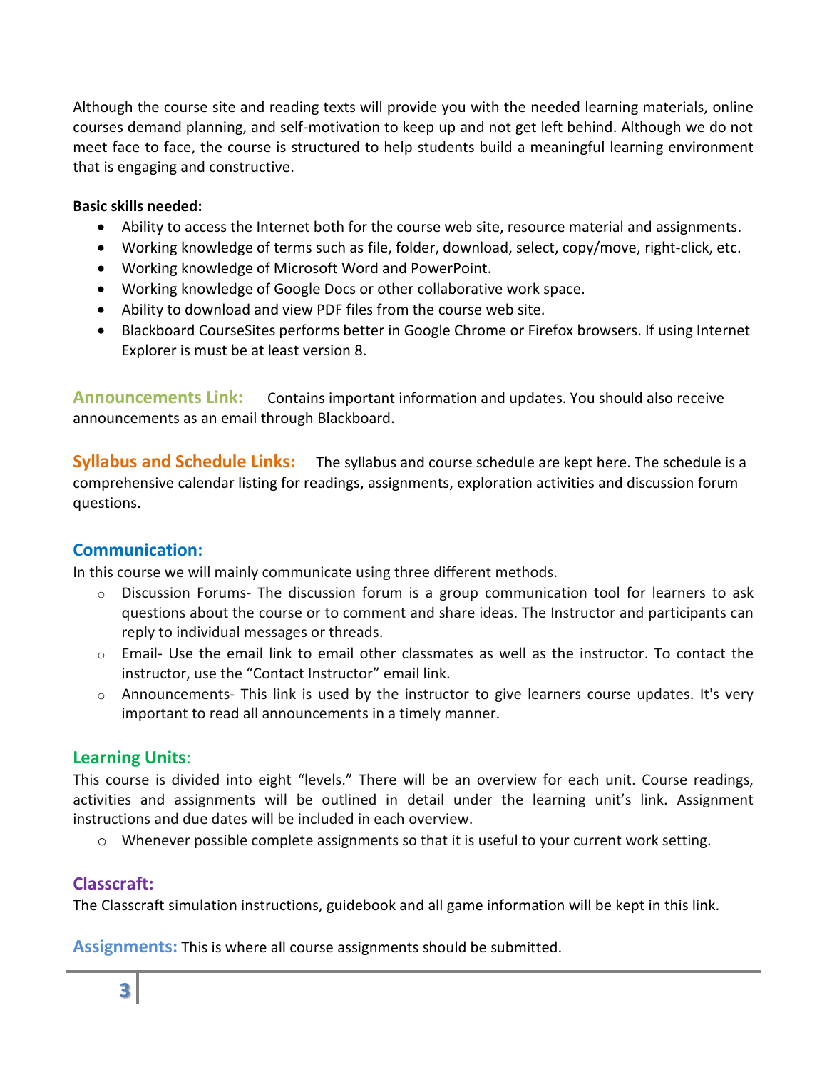Although the course site and reading texts will provide you with the needed learning materials, online courses demand planning, and self-motivation to keep up and not get left behind. Although we do not meet face to face, the course is structured to help students build a meaningful learning environment that is engaging and constructive.

**Basic skills needed:**

- Ability to access the Internet both for the course web site, resource material and assignments.
- Working knowledge of terms such as file, folder, download, select, copy/move, right-click, etc.
- Working knowledge of Microsoft Word and PowerPoint.
- Working knowledge of Google Docs or other collaborative work space.
- Ability to download and view PDF files from the course web site.
- Blackboard CourseSites performs better in Google Chrome or Firefox browsers. If using Internet Explorer is must be at least version 8.

**Announcements Link:** Contains important information and updates. You should also receive announcements as an email through Blackboard.

**Syllabus and Schedule Links:** The syllabus and course schedule are kept here. The schedule is a comprehensive calendar listing for readings, assignments, exploration activities and discussion forum questions.

## Communication:

In this course we will mainly communicate using three different methods.

- Discussion Forums- The discussion forum is a group communication tool for learners to ask questions about the course or to comment and share ideas. The Instructor and participants can reply to individual messages or threads.
- Email- Use the email link to email other classmates as well as the instructor. To contact the instructor, use the "Contact Instructor" email link.
- Announcements- This link is used by the instructor to give learners course updates. It's very important to read all announcements in a timely manner.

## Learning Units:

This course is divided into eight "levels." There will be an overview for each unit. Course readings, activities and assignments will be outlined in detail under the learning unit's link. Assignment instructions and due dates will be included in each overview.

- Whenever possible complete assignments so that it is useful to your current work setting.

## Classcraft:

The Classcraft simulation instructions, guidebook and all game information will be kept in this link.

**Assignments:** This is where all course assignments should be submitted.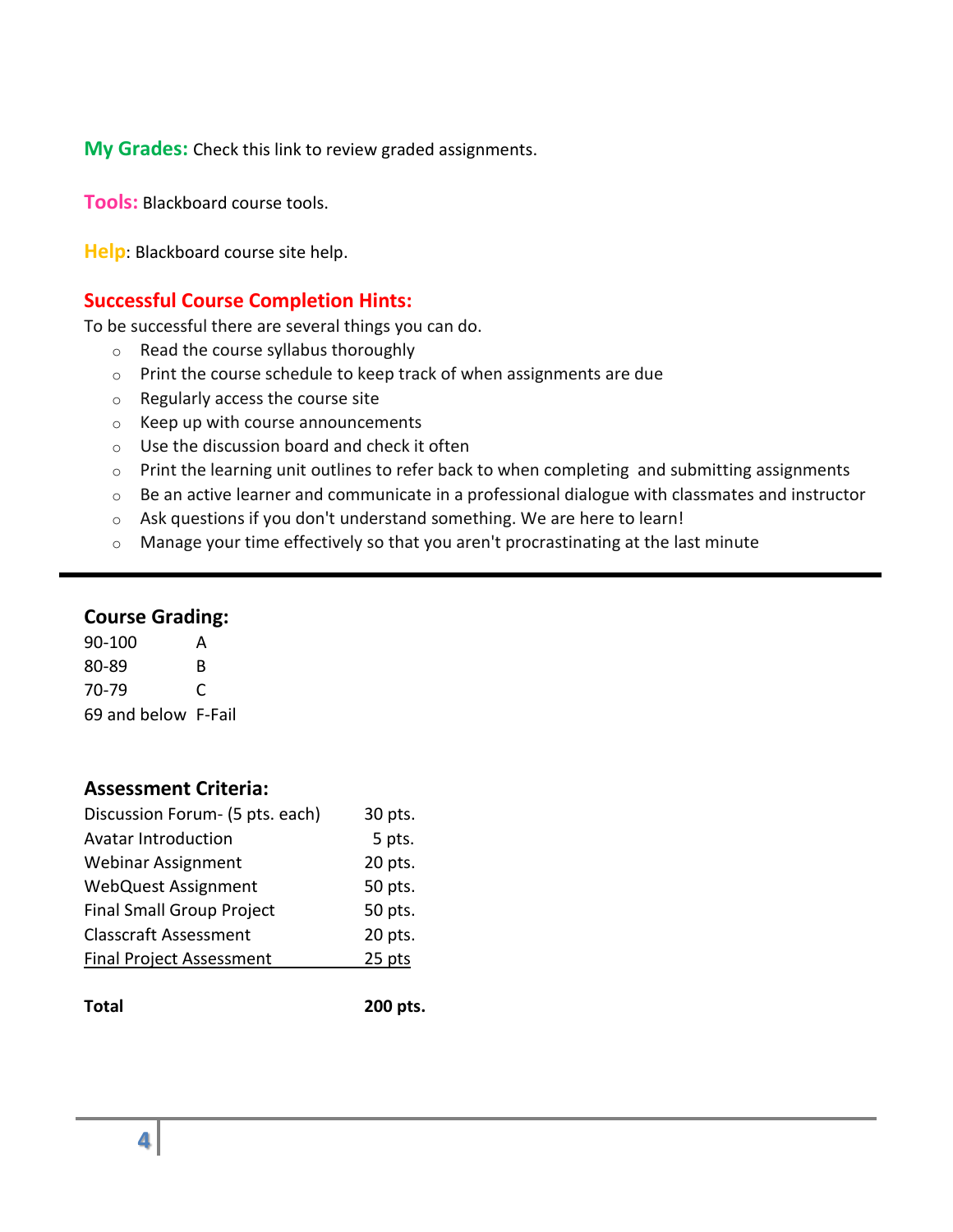**My Grades:** Check this link to review graded assignments.

**Tools:** Blackboard course tools.

**Help**: Blackboard course site help.

## Successful Course Completion Hints:

To be successful there are several things you can do.

- Read the course syllabus thoroughly
- Print the course schedule to keep track of when assignments are due
- Regularly access the course site
- Keep up with course announcements
- Use the discussion board and check it often
- Print the learning unit outlines to refer back to when completing and submitting assignments
- Be an active learner and communicate in a professional dialogue with classmates and instructor
- Ask questions if you don't understand something. We are here to learn!
- Manage your time effectively so that you aren't procrastinating at the last minute

---

### Course Grading:

| | |
|---|---|
| 90-100 | A |
| 80-89 | B |
| 70-79 | C |
| 69 and below | F-Fail |

### Assessment Criteria:

| | |
|---|---|
| Discussion Forum- (5 pts. each) | 30 pts. |
| Avatar Introduction | 5 pts. |
| Webinar Assignment | 20 pts. |
| WebQuest Assignment | 50 pts. |
| Final Small Group Project | 50 pts. |
| Classcraft Assessment | 20 pts. |
| Final Project Assessment | 25 pts |
| **Total** | **200 pts.** |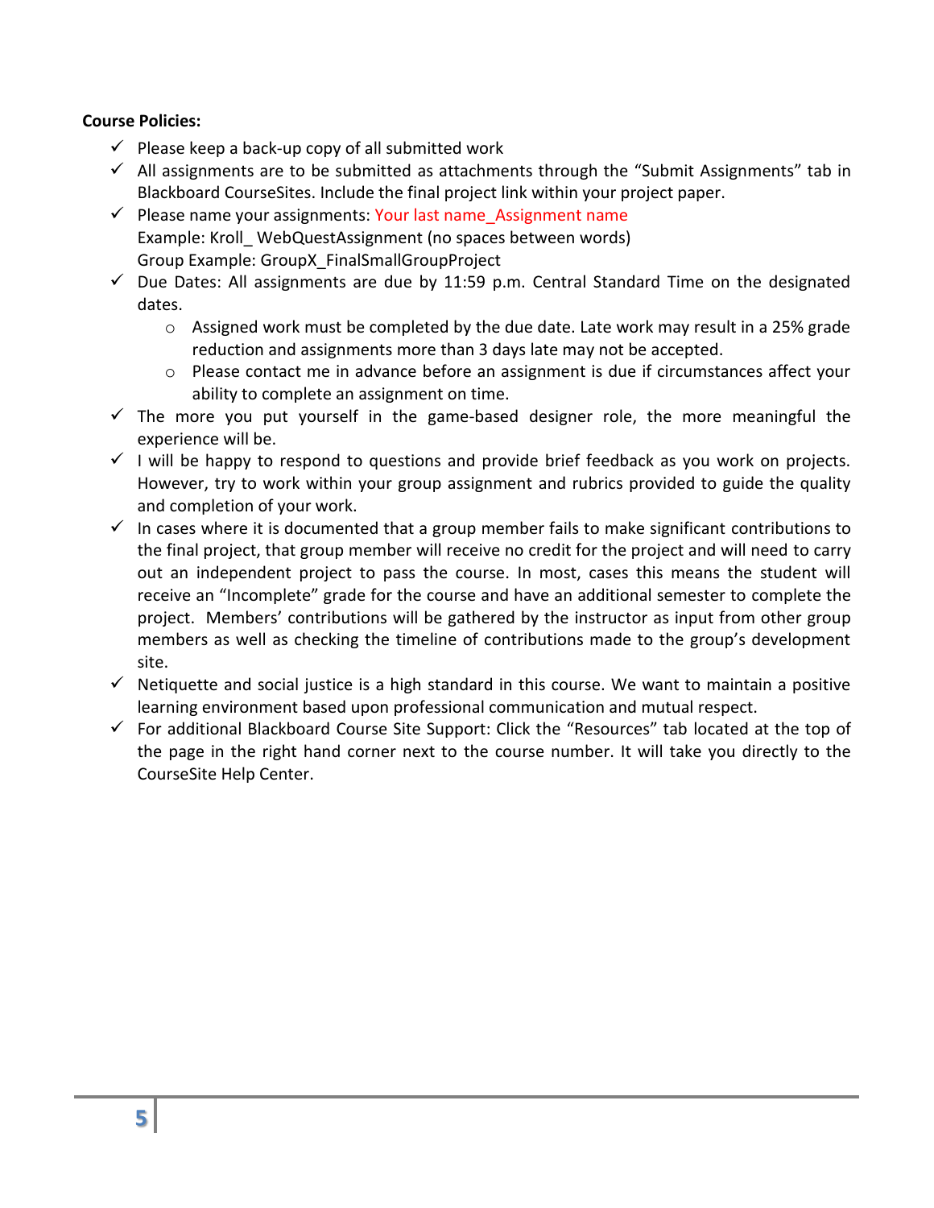**Course Policies:**

- ✓ Please keep a back-up copy of all submitted work
- ✓ All assignments are to be submitted as attachments through the "Submit Assignments" tab in Blackboard CourseSites. Include the final project link within your project paper.
- ✓ Please name your assignments: Your last name_Assignment name
  Example: Kroll_ WebQuestAssignment (no spaces between words)
  Group Example: GroupX_FinalSmallGroupProject
- ✓ Due Dates: All assignments are due by 11:59 p.m. Central Standard Time on the designated dates.
  - Assigned work must be completed by the due date. Late work may result in a 25% grade reduction and assignments more than 3 days late may not be accepted.
  - Please contact me in advance before an assignment is due if circumstances affect your ability to complete an assignment on time.
- ✓ The more you put yourself in the game-based designer role, the more meaningful the experience will be.
- ✓ I will be happy to respond to questions and provide brief feedback as you work on projects. However, try to work within your group assignment and rubrics provided to guide the quality and completion of your work.
- ✓ In cases where it is documented that a group member fails to make significant contributions to the final project, that group member will receive no credit for the project and will need to carry out an independent project to pass the course. In most, cases this means the student will receive an "Incomplete" grade for the course and have an additional semester to complete the project. Members' contributions will be gathered by the instructor as input from other group members as well as checking the timeline of contributions made to the group's development site.
- ✓ Netiquette and social justice is a high standard in this course. We want to maintain a positive learning environment based upon professional communication and mutual respect.
- ✓ For additional Blackboard Course Site Support: Click the "Resources" tab located at the top of the page in the right hand corner next to the course number. It will take you directly to the CourseSite Help Center.